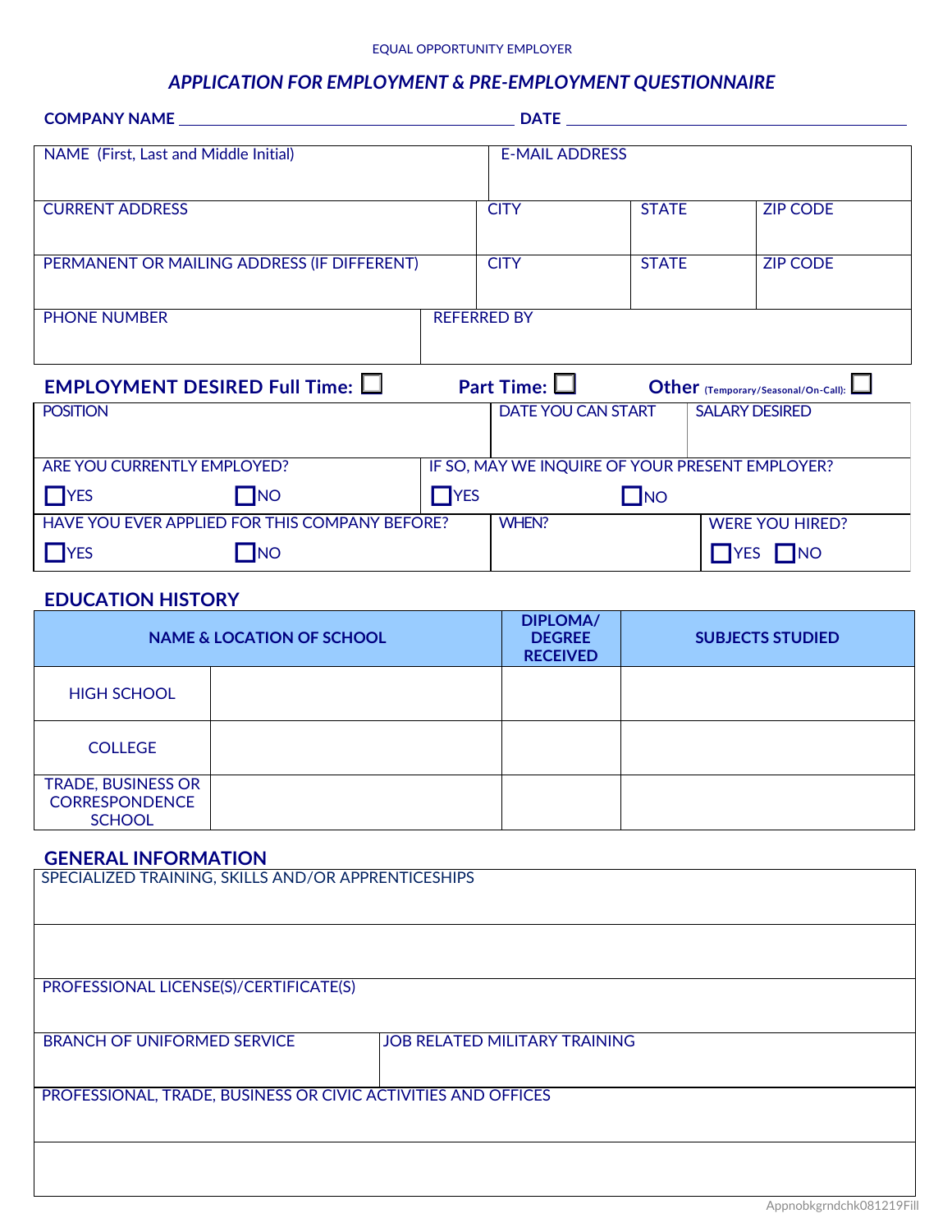EQUAL OPPORTUNITY EMPLOYER

# *APPLICATION FOR EMPLOYMENT & PRE-EMPLOYMENT QUESTIONNAIRE*

**COMPANY NAME** ________________________ **DATE** ________________________

| NAME (First, Last and Middle Initial) | | | E-MAIL ADDRESS |
|---|---|---|---|
| CURRENT ADDRESS | CITY | STATE | ZIP CODE |
| PERMANENT OR MAILING ADDRESS (IF DIFFERENT) | CITY | STATE | ZIP CODE |
| PHONE NUMBER | REFERRED BY | | |

## EMPLOYMENT DESIRED Full Time: ☐ Part Time: ☐ Other (Temporary/Seasonal/On-Call): ☐

| POSITION | DATE YOU CAN START | SALARY DESIRED |
|---|---|---|
| ARE YOU CURRENTLY EMPLOYED? ☐YES ☐NO | IF SO, MAY WE INQUIRE OF YOUR PRESENT EMPLOYER? ☐YES ☐NO | |
| HAVE YOU EVER APPLIED FOR THIS COMPANY BEFORE? ☐YES ☐NO | WHEN? | WERE YOU HIRED? ☐YES ☐NO |

## EDUCATION HISTORY

| NAME & LOCATION OF SCHOOL | | DIPLOMA/ DEGREE RECEIVED | SUBJECTS STUDIED |
|---|---|---|---|
| HIGH SCHOOL | | | |
| COLLEGE | | | |
| TRADE, BUSINESS OR CORRESPONDENCE SCHOOL | | | |

## GENERAL INFORMATION

| SPECIALIZED TRAINING, SKILLS AND/OR APPRENTICESHIPS | |
|---|---|
| | |
| PROFESSIONAL LICENSE(S)/CERTIFICATE(S) | |
| BRANCH OF UNIFORMED SERVICE | JOB RELATED MILITARY TRAINING |
| PROFESSIONAL, TRADE, BUSINESS OR CIVIC ACTIVITIES AND OFFICES | |
| | |

Appnobkgrndchk081219Fill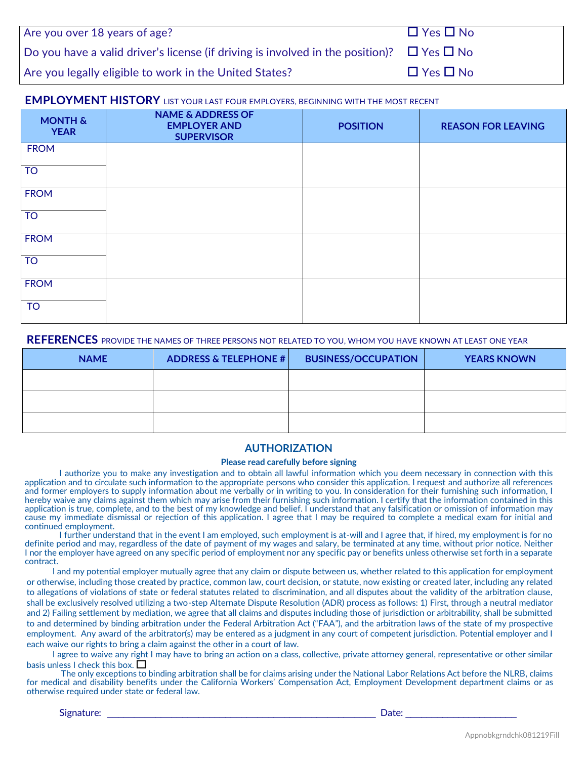| | |
|---|---|
| Are you over 18 years of age? | ☐ Yes ☐ No |
| Do you have a valid driver's license (if driving is involved in the position)? | ☐ Yes ☐ No |
| Are you legally eligible to work in the United States? | ☐ Yes ☐ No |

## EMPLOYMENT HISTORY LIST YOUR LAST FOUR EMPLOYERS, BEGINNING WITH THE MOST RECENT

| MONTH & YEAR | NAME & ADDRESS OF EMPLOYER AND SUPERVISOR | POSITION | REASON FOR LEAVING |
|---|---|---|---|
| FROM | | | |
| TO | | | |
| FROM | | | |
| TO | | | |
| FROM | | | |
| TO | | | |
| FROM | | | |
| TO | | | |

## REFERENCES PROVIDE THE NAMES OF THREE PERSONS NOT RELATED TO YOU, WHOM YOU HAVE KNOWN AT LEAST ONE YEAR

| NAME | ADDRESS & TELEPHONE # | BUSINESS/OCCUPATION | YEARS KNOWN |
|---|---|---|---|
| | | | |
| | | | |
| | | | |

## AUTHORIZATION

**Please read carefully before signing**

I authorize you to make any investigation and to obtain all lawful information which you deem necessary in connection with this application and to circulate such information to the appropriate persons who consider this application. I request and authorize all references and former employers to supply information about me verbally or in writing to you. In consideration for their furnishing such information, I hereby waive any claims against them which may arise from their furnishing such information. I certify that the information contained in this application is true, complete, and to the best of my knowledge and belief. I understand that any falsification or omission of information may cause my immediate dismissal or rejection of this application. I agree that I may be required to complete a medical exam for initial and continued employment.

I further understand that in the event I am employed, such employment is at-will and I agree that, if hired, my employment is for no definite period and may, regardless of the date of payment of my wages and salary, be terminated at any time, without prior notice. Neither I nor the employer have agreed on any specific period of employment nor any specific pay or benefits unless otherwise set forth in a separate contract.

I and my potential employer mutually agree that any claim or dispute between us, whether related to this application for employment or otherwise, including those created by practice, common law, court decision, or statute, now existing or created later, including any related to allegations of violations of state or federal statutes related to discrimination, and all disputes about the validity of the arbitration clause, shall be exclusively resolved utilizing a two-step Alternate Dispute Resolution (ADR) process as follows: 1) First, through a neutral mediator and 2) Failing settlement by mediation, we agree that all claims and disputes including those of jurisdiction or arbitrability, shall be submitted to and determined by binding arbitration under the Federal Arbitration Act ("FAA"), and the arbitration laws of the state of my prospective employment. Any award of the arbitrator(s) may be entered as a judgment in any court of competent jurisdiction. Potential employer and I each waive our rights to bring a claim against the other in a court of law.

I agree to waive any right I may have to bring an action on a class, collective, private attorney general, representative or other similar basis unless I check this box. ☐

The only exceptions to binding arbitration shall be for claims arising under the National Labor Relations Act before the NLRB, claims for medical and disability benefits under the California Workers' Compensation Act, Employment Development department claims or as otherwise required under state or federal law.

Signature: ______________________________ Date: ____________________

Appnobkgrndchk081219Fill